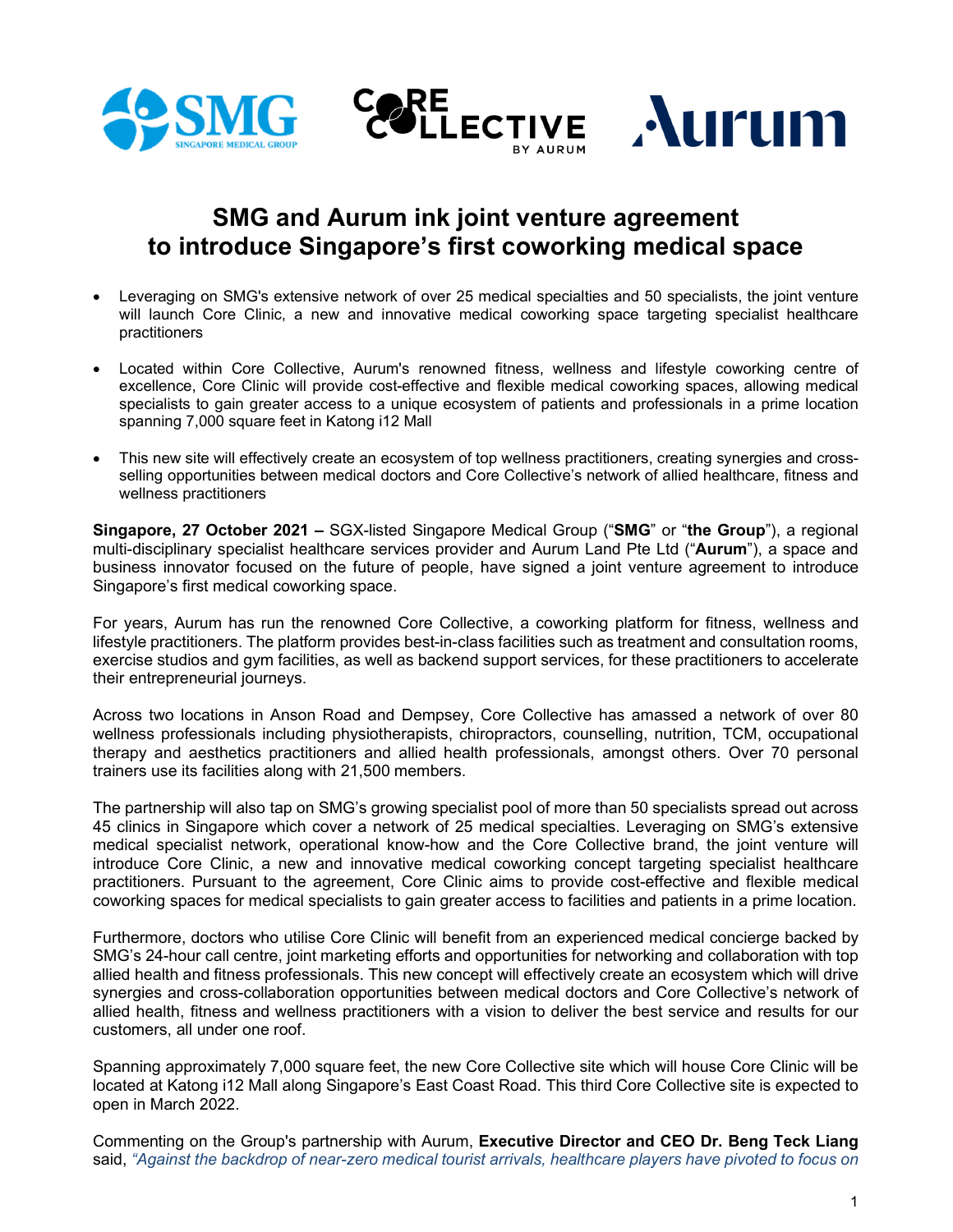# SMG and Aurum ink joint venture agreement to introduce Singapore's first coworking medical space

- Leveraging on SMG's extensive network of over 25 medical specialties and 50 specialists, the joint venture will launch Core Clinic, a new and innovative medical coworking space targeting specialist healthcare practitioners
- Located within Core Collective, Aurum's renowned fitness, wellness and lifestyle coworking centre of excellence, Core Clinic will provide cost-effective and flexible medical coworking spaces, allowing medical specialists to gain greater access to a unique ecosystem of patients and professionals in a prime location spanning 7,000 square feet in Katong i12 Mall
- This new site will effectively create an ecosystem of top wellness practitioners, creating synergies and cross-selling opportunities between medical doctors and Core Collective's network of allied healthcare, fitness and wellness practitioners

**Singapore, 27 October 2021 –** SGX-listed Singapore Medical Group ("**SMG**" or "**the Group**"), a regional multi-disciplinary specialist healthcare services provider and Aurum Land Pte Ltd ("**Aurum**"), a space and business innovator focused on the future of people, have signed a joint venture agreement to introduce Singapore's first medical coworking space.

For years, Aurum has run the renowned Core Collective, a coworking platform for fitness, wellness and lifestyle practitioners. The platform provides best-in-class facilities such as treatment and consultation rooms, exercise studios and gym facilities, as well as backend support services, for these practitioners to accelerate their entrepreneurial journeys.

Across two locations in Anson Road and Dempsey, Core Collective has amassed a network of over 80 wellness professionals including physiotherapists, chiropractors, counselling, nutrition, TCM, occupational therapy and aesthetics practitioners and allied health professionals, amongst others. Over 70 personal trainers use its facilities along with 21,500 members.

The partnership will also tap on SMG's growing specialist pool of more than 50 specialists spread out across 45 clinics in Singapore which cover a network of 25 medical specialties. Leveraging on SMG's extensive medical specialist network, operational know-how and the Core Collective brand, the joint venture will introduce Core Clinic, a new and innovative medical coworking concept targeting specialist healthcare practitioners. Pursuant to the agreement, Core Clinic aims to provide cost-effective and flexible medical coworking spaces for medical specialists to gain greater access to facilities and patients in a prime location.

Furthermore, doctors who utilise Core Clinic will benefit from an experienced medical concierge backed by SMG's 24-hour call centre, joint marketing efforts and opportunities for networking and collaboration with top allied health and fitness professionals. This new concept will effectively create an ecosystem which will drive synergies and cross-collaboration opportunities between medical doctors and Core Collective's network of allied health, fitness and wellness practitioners with a vision to deliver the best service and results for our customers, all under one roof.

Spanning approximately 7,000 square feet, the new Core Collective site which will house Core Clinic will be located at Katong i12 Mall along Singapore's East Coast Road. This third Core Collective site is expected to open in March 2022.

Commenting on the Group's partnership with Aurum, **Executive Director and CEO Dr. Beng Teck Liang** said, *"Against the backdrop of near-zero medical tourist arrivals, healthcare players have pivoted to focus on*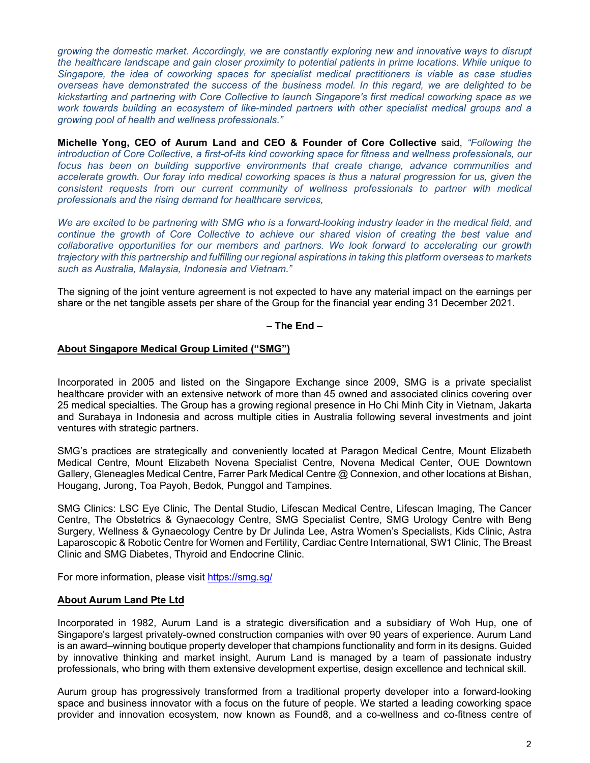*growing the domestic market. Accordingly, we are constantly exploring new and innovative ways to disrupt the healthcare landscape and gain closer proximity to potential patients in prime locations. While unique to Singapore, the idea of coworking spaces for specialist medical practitioners is viable as case studies overseas have demonstrated the success of the business model. In this regard, we are delighted to be kickstarting and partnering with Core Collective to launch Singapore's first medical coworking space as we work towards building an ecosystem of like-minded partners with other specialist medical groups and a growing pool of health and wellness professionals."*

**Michelle Yong, CEO of Aurum Land and CEO & Founder of Core Collective** said, *"Following the introduction of Core Collective, a first-of-its kind coworking space for fitness and wellness professionals, our focus has been on building supportive environments that create change, advance communities and accelerate growth. Our foray into medical coworking spaces is thus a natural progression for us, given the consistent requests from our current community of wellness professionals to partner with medical professionals and the rising demand for healthcare services,*

*We are excited to be partnering with SMG who is a forward-looking industry leader in the medical field, and continue the growth of Core Collective to achieve our shared vision of creating the best value and collaborative opportunities for our members and partners. We look forward to accelerating our growth trajectory with this partnership and fulfilling our regional aspirations in taking this platform overseas to markets such as Australia, Malaysia, Indonesia and Vietnam."*

The signing of the joint venture agreement is not expected to have any material impact on the earnings per share or the net tangible assets per share of the Group for the financial year ending 31 December 2021.

**– The End –**

## About Singapore Medical Group Limited ("SMG")

Incorporated in 2005 and listed on the Singapore Exchange since 2009, SMG is a private specialist healthcare provider with an extensive network of more than 45 owned and associated clinics covering over 25 medical specialties. The Group has a growing regional presence in Ho Chi Minh City in Vietnam, Jakarta and Surabaya in Indonesia and across multiple cities in Australia following several investments and joint ventures with strategic partners.

SMG's practices are strategically and conveniently located at Paragon Medical Centre, Mount Elizabeth Medical Centre, Mount Elizabeth Novena Specialist Centre, Novena Medical Center, OUE Downtown Gallery, Gleneagles Medical Centre, Farrer Park Medical Centre @ Connexion, and other locations at Bishan, Hougang, Jurong, Toa Payoh, Bedok, Punggol and Tampines.

SMG Clinics: LSC Eye Clinic, The Dental Studio, Lifescan Medical Centre, Lifescan Imaging, The Cancer Centre, The Obstetrics & Gynaecology Centre, SMG Specialist Centre, SMG Urology Centre with Beng Surgery, Wellness & Gynaecology Centre by Dr Julinda Lee, Astra Women's Specialists, Kids Clinic, Astra Laparoscopic & Robotic Centre for Women and Fertility, Cardiac Centre International, SW1 Clinic, The Breast Clinic and SMG Diabetes, Thyroid and Endocrine Clinic.

For more information, please visit https://smg.sg/

## About Aurum Land Pte Ltd

Incorporated in 1982, Aurum Land is a strategic diversification and a subsidiary of Woh Hup, one of Singapore's largest privately-owned construction companies with over 90 years of experience. Aurum Land is an award–winning boutique property developer that champions functionality and form in its designs. Guided by innovative thinking and market insight, Aurum Land is managed by a team of passionate industry professionals, who bring with them extensive development expertise, design excellence and technical skill.

Aurum group has progressively transformed from a traditional property developer into a forward-looking space and business innovator with a focus on the future of people. We started a leading coworking space provider and innovation ecosystem, now known as Found8, and a co-wellness and co-fitness centre of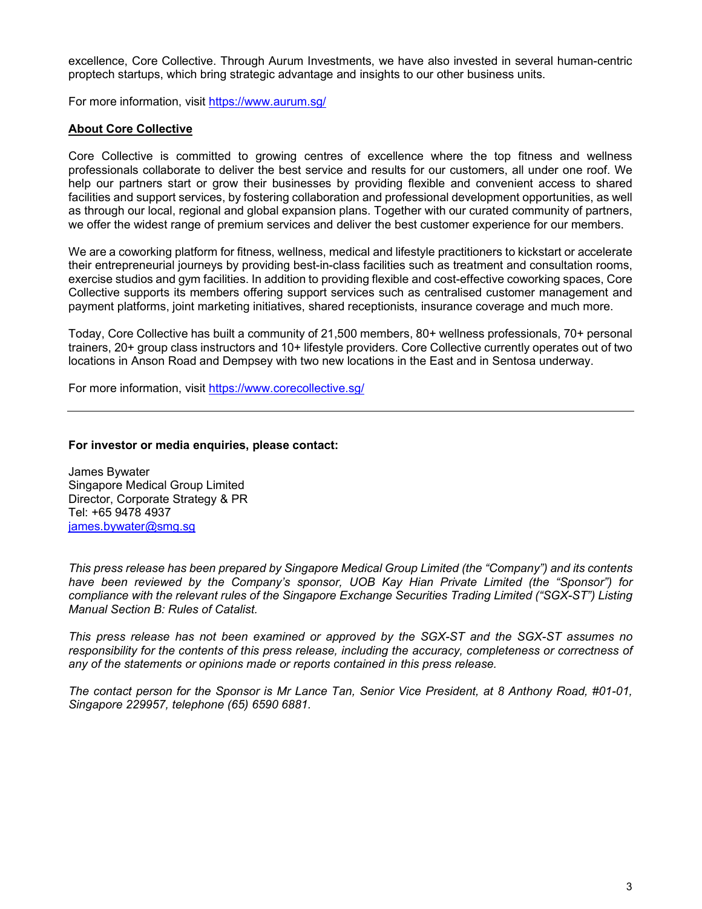excellence, Core Collective. Through Aurum Investments, we have also invested in several human-centric proptech startups, which bring strategic advantage and insights to our other business units.

For more information, visit https://www.aurum.sg/

**About Core Collective**

Core Collective is committed to growing centres of excellence where the top fitness and wellness professionals collaborate to deliver the best service and results for our customers, all under one roof. We help our partners start or grow their businesses by providing flexible and convenient access to shared facilities and support services, by fostering collaboration and professional development opportunities, as well as through our local, regional and global expansion plans. Together with our curated community of partners, we offer the widest range of premium services and deliver the best customer experience for our members.

We are a coworking platform for fitness, wellness, medical and lifestyle practitioners to kickstart or accelerate their entrepreneurial journeys by providing best-in-class facilities such as treatment and consultation rooms, exercise studios and gym facilities. In addition to providing flexible and cost-effective coworking spaces, Core Collective supports its members offering support services such as centralised customer management and payment platforms, joint marketing initiatives, shared receptionists, insurance coverage and much more.

Today, Core Collective has built a community of 21,500 members, 80+ wellness professionals, 70+ personal trainers, 20+ group class instructors and 10+ lifestyle providers. Core Collective currently operates out of two locations in Anson Road and Dempsey with two new locations in the East and in Sentosa underway.

For more information, visit https://www.corecollective.sg/

---

**For investor or media enquiries, please contact:**

James Bywater
Singapore Medical Group Limited
Director, Corporate Strategy & PR
Tel: +65 9478 4937
james.bywater@smg.sg

*This press release has been prepared by Singapore Medical Group Limited (the "Company") and its contents have been reviewed by the Company's sponsor, UOB Kay Hian Private Limited (the "Sponsor") for compliance with the relevant rules of the Singapore Exchange Securities Trading Limited ("SGX-ST") Listing Manual Section B: Rules of Catalist.*

*This press release has not been examined or approved by the SGX-ST and the SGX-ST assumes no responsibility for the contents of this press release, including the accuracy, completeness or correctness of any of the statements or opinions made or reports contained in this press release.*

*The contact person for the Sponsor is Mr Lance Tan, Senior Vice President, at 8 Anthony Road, #01-01, Singapore 229957, telephone (65) 6590 6881.*